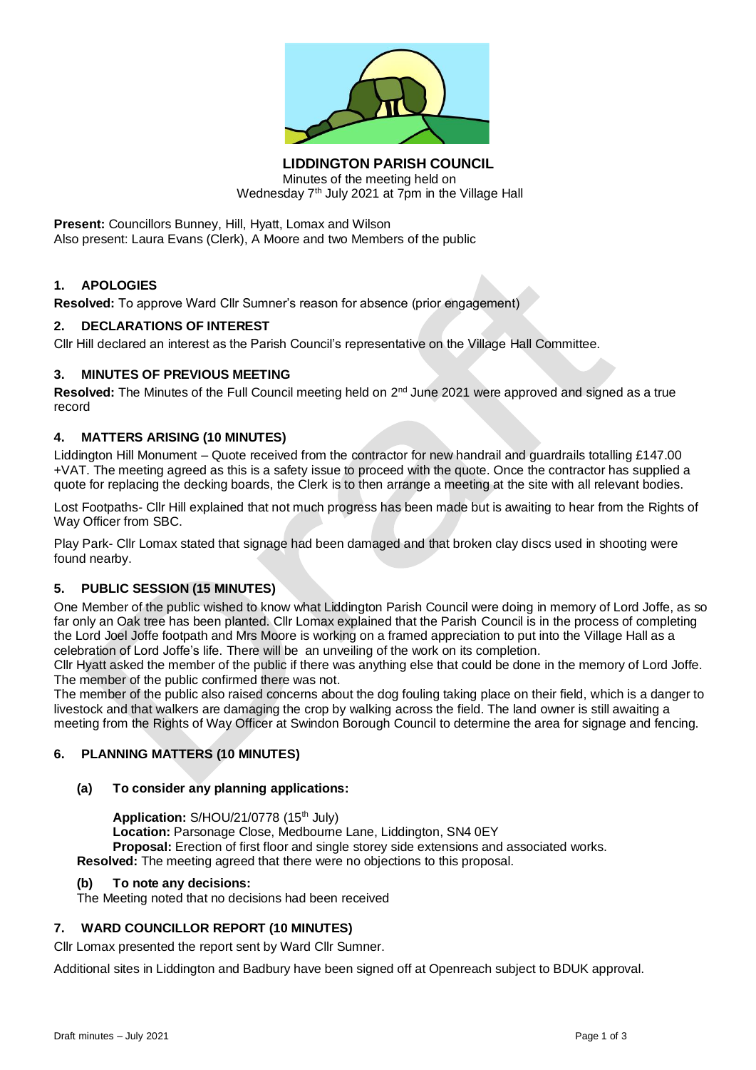# LIDDINGTON PARISH COUNCIL

Minutes of the meeting held on
Wednesday 7th July 2021 at 7pm in the Village Hall

**Present:** Councillors Bunney, Hill, Hyatt, Lomax and Wilson
Also present: Laura Evans (Clerk), A Moore and two Members of the public

## 1. APOLOGIES

**Resolved:** To approve Ward Cllr Sumner's reason for absence (prior engagement)

## 2. DECLARATIONS OF INTEREST

Cllr Hill declared an interest as the Parish Council's representative on the Village Hall Committee.

## 3. MINUTES OF PREVIOUS MEETING

**Resolved:** The Minutes of the Full Council meeting held on 2nd June 2021 were approved and signed as a true record

## 4. MATTERS ARISING (10 MINUTES)

Liddington Hill Monument – Quote received from the contractor for new handrail and guardrails totalling £147.00 +VAT. The meeting agreed as this is a safety issue to proceed with the quote. Once the contractor has supplied a quote for replacing the decking boards, the Clerk is to then arrange a meeting at the site with all relevant bodies.

Lost Footpaths- Cllr Hill explained that not much progress has been made but is awaiting to hear from the Rights of Way Officer from SBC.

Play Park- Cllr Lomax stated that signage had been damaged and that broken clay discs used in shooting were found nearby.

## 5. PUBLIC SESSION (15 MINUTES)

One Member of the public wished to know what Liddington Parish Council were doing in memory of Lord Joffe, as so far only an Oak tree has been planted. Cllr Lomax explained that the Parish Council is in the process of completing the Lord Joel Joffe footpath and Mrs Moore is working on a framed appreciation to put into the Village Hall as a celebration of Lord Joffe's life. There will be an unveiling of the work on its completion.

Cllr Hyatt asked the member of the public if there was anything else that could be done in the memory of Lord Joffe. The member of the public confirmed there was not.

The member of the public also raised concerns about the dog fouling taking place on their field, which is a danger to livestock and that walkers are damaging the crop by walking across the field. The land owner is still awaiting a meeting from the Rights of Way Officer at Swindon Borough Council to determine the area for signage and fencing.

## 6. PLANNING MATTERS (10 MINUTES)

### (a) To consider any planning applications:

**Application:** S/HOU/21/0778 (15th July)
**Location:** Parsonage Close, Medbourne Lane, Liddington, SN4 0EY
**Proposal:** Erection of first floor and single storey side extensions and associated works.

**Resolved:** The meeting agreed that there were no objections to this proposal.

### (b) To note any decisions:

The Meeting noted that no decisions had been received

## 7. WARD COUNCILLOR REPORT (10 MINUTES)

Cllr Lomax presented the report sent by Ward Cllr Sumner.

Additional sites in Liddington and Badbury have been signed off at Openreach subject to BDUK approval.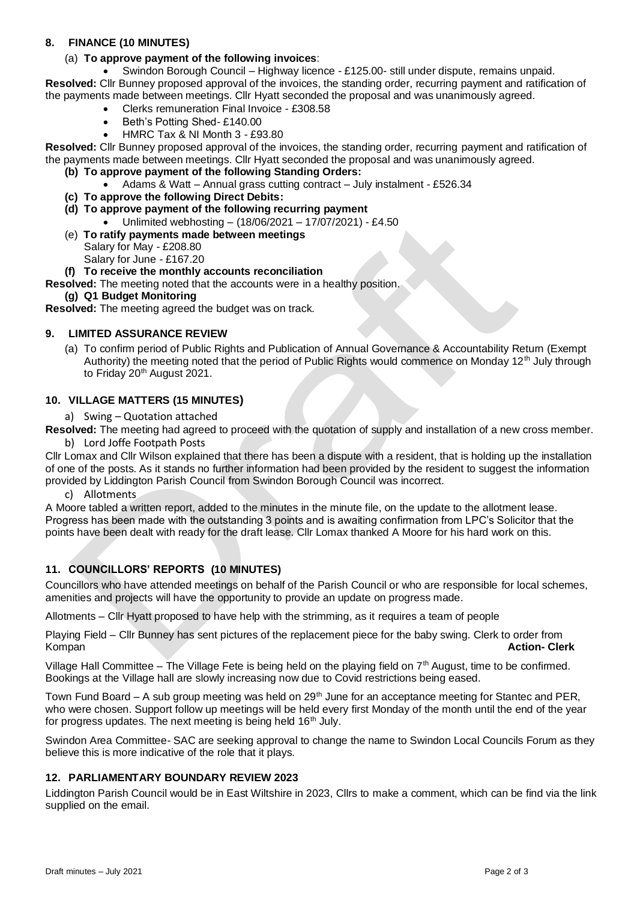## 8. FINANCE (10 MINUTES)

(a) **To approve payment of the following invoices**:

- Swindon Borough Council – Highway licence - £125.00- still under dispute, remains unpaid.

**Resolved:** Cllr Bunney proposed approval of the invoices, the standing order, recurring payment and ratification of the payments made between meetings. Cllr Hyatt seconded the proposal and was unanimously agreed.

- Clerks remuneration Final Invoice - £308.58
- Beth's Potting Shed- £140.00
- HMRC Tax & NI Month 3 - £93.80

**Resolved:** Cllr Bunney proposed approval of the invoices, the standing order, recurring payment and ratification of the payments made between meetings. Cllr Hyatt seconded the proposal and was unanimously agreed.

**(b) To approve payment of the following Standing Orders:**

- Adams & Watt – Annual grass cutting contract – July instalment - £526.34

**(c) To approve the following Direct Debits:**

**(d) To approve payment of the following recurring payment**

- Unlimited webhosting – (18/06/2021 – 17/07/2021) - £4.50

(e) **To ratify payments made between meetings**
Salary for May - £208.80
Salary for June - £167.20

**(f) To receive the monthly accounts reconciliation**

**Resolved:** The meeting noted that the accounts were in a healthy position.

**(g) Q1 Budget Monitoring**

**Resolved:** The meeting agreed the budget was on track.

## 9. LIMITED ASSURANCE REVIEW

(a) To confirm period of Public Rights and Publication of Annual Governance & Accountability Return (Exempt Authority) the meeting noted that the period of Public Rights would commence on Monday 12th July through to Friday 20th August 2021.

## 10. VILLAGE MATTERS (15 MINUTES)

a) Swing – Quotation attached

**Resolved:** The meeting had agreed to proceed with the quotation of supply and installation of a new cross member.

b) Lord Joffe Footpath Posts

Cllr Lomax and Cllr Wilson explained that there has been a dispute with a resident, that is holding up the installation of one of the posts. As it stands no further information had been provided by the resident to suggest the information provided by Liddington Parish Council from Swindon Borough Council was incorrect.

c) Allotments

A Moore tabled a written report, added to the minutes in the minute file, on the update to the allotment lease. Progress has been made with the outstanding 3 points and is awaiting confirmation from LPC's Solicitor that the points have been dealt with ready for the draft lease. Cllr Lomax thanked A Moore for his hard work on this.

## 11. COUNCILLORS' REPORTS (10 MINUTES)

Councillors who have attended meetings on behalf of the Parish Council or who are responsible for local schemes, amenities and projects will have the opportunity to provide an update on progress made.

Allotments – Cllr Hyatt proposed to have help with the strimming, as it requires a team of people

Playing Field – Cllr Bunney has sent pictures of the replacement piece for the baby swing. Clerk to order from Kompan **Action- Clerk**

Village Hall Committee – The Village Fete is being held on the playing field on 7th August, time to be confirmed. Bookings at the Village hall are slowly increasing now due to Covid restrictions being eased.

Town Fund Board – A sub group meeting was held on 29th June for an acceptance meeting for Stantec and PER, who were chosen. Support follow up meetings will be held every first Monday of the month until the end of the year for progress updates. The next meeting is being held 16th July.

Swindon Area Committee- SAC are seeking approval to change the name to Swindon Local Councils Forum as they believe this is more indicative of the role that it plays.

## 12. PARLIAMENTARY BOUNDARY REVIEW 2023

Liddington Parish Council would be in East Wiltshire in 2023, Cllrs to make a comment, which can be find via the link supplied on the email.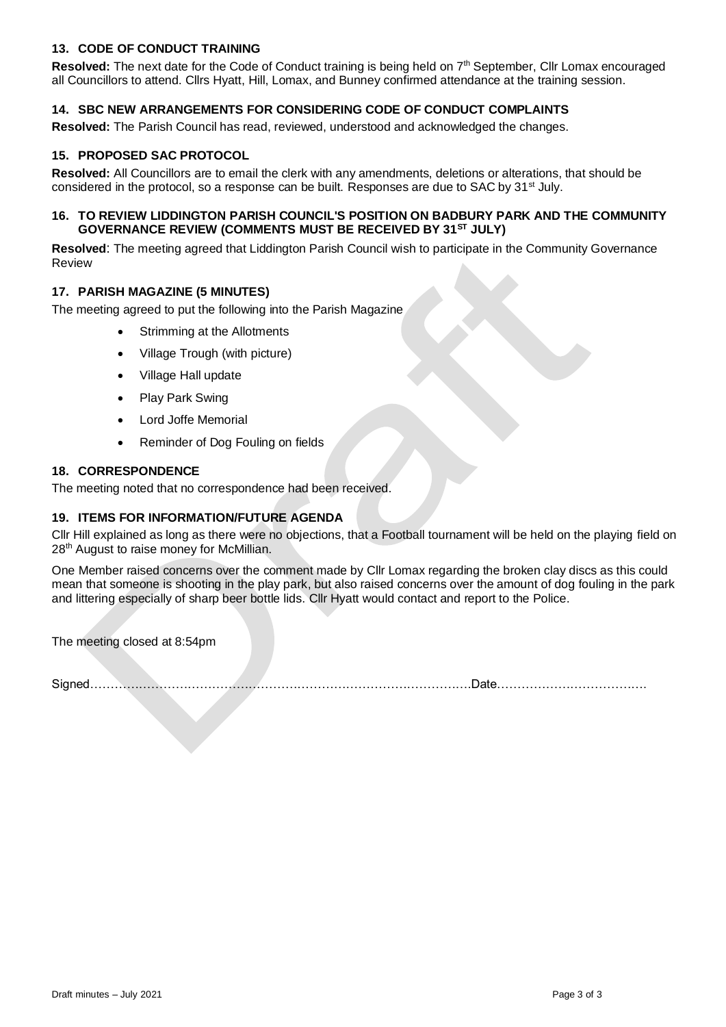### 13. CODE OF CONDUCT TRAINING

**Resolved:** The next date for the Code of Conduct training is being held on 7th September, Cllr Lomax encouraged all Councillors to attend. Cllrs Hyatt, Hill, Lomax, and Bunney confirmed attendance at the training session.

### 14. SBC NEW ARRANGEMENTS FOR CONSIDERING CODE OF CONDUCT COMPLAINTS

**Resolved:** The Parish Council has read, reviewed, understood and acknowledged the changes.

### 15. PROPOSED SAC PROTOCOL

**Resolved:** All Councillors are to email the clerk with any amendments, deletions or alterations, that should be considered in the protocol, so a response can be built. Responses are due to SAC by 31st July.

### 16. TO REVIEW LIDDINGTON PARISH COUNCIL'S POSITION ON BADBURY PARK AND THE COMMUNITY GOVERNANCE REVIEW (COMMENTS MUST BE RECEIVED BY 31ST JULY)

**Resolved**: The meeting agreed that Liddington Parish Council wish to participate in the Community Governance Review

### 17. PARISH MAGAZINE (5 MINUTES)

The meeting agreed to put the following into the Parish Magazine

- Strimming at the Allotments
- Village Trough (with picture)
- Village Hall update
- Play Park Swing
- Lord Joffe Memorial
- Reminder of Dog Fouling on fields

### 18. CORRESPONDENCE

The meeting noted that no correspondence had been received.

### 19. ITEMS FOR INFORMATION/FUTURE AGENDA

Cllr Hill explained as long as there were no objections, that a Football tournament will be held on the playing field on 28th August to raise money for McMillian.

One Member raised concerns over the comment made by Cllr Lomax regarding the broken clay discs as this could mean that someone is shooting in the play park, but also raised concerns over the amount of dog fouling in the park and littering especially of sharp beer bottle lids. Cllr Hyatt would contact and report to the Police.

The meeting closed at 8:54pm

Signed…………………………………………………………………………………Date………………………………